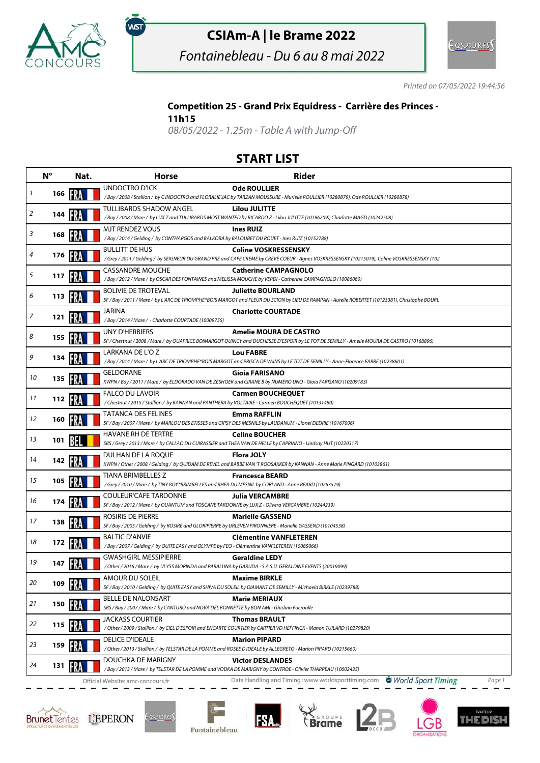# CSIAm-A | le Brame 2022

*Fontainebleau - Du 6 au 8 mai 2022*

*Printed on 07/05/2022 19:44:56*

## Competition 25 - Grand Prix Equidress - Carrière des Princes - 11h15

*08/05/2022 - 1.25m - Table A with Jump-Off*

## START LIST

| | N° | Nat. | Horse | Rider |
|---|---|---|---|---|
| 1 | 166 | FRA | UNDOCTRO D'ICK<br>*/ Bay / 2008 / Stallion / by C INDOCTRO and FLORALIE'JAC by TARZAN MOUSSURE - Murielle ROULLIER (10280879), Ode ROULLIER (10280878)* | **Ode ROULLIER** |
| 2 | 144 | FRA | TULLIBARDS SHADOW ANGEL<br>*/ Bay / 2008 / Mare / by LUX Z and TULLIBARDS MOST WANTED by RICARDO Z - Lilou JULITTE (10196209), Charlotte MAGD (10242508)* | **Lilou JULITTE** |
| 3 | 168 | FRA | MJT RENDEZ VOUS<br>*/ Bay / 2014 / Gelding / by CONTHARGOS and BALKORA by BALOUBET DU ROUET - Ines RUIZ (10152788)* | **Ines RUIZ** |
| 4 | 176 | FRA | BULLITT DE HUS<br>*/ Grey / 2011 / Gelding / by SEIGNEUR DU GRAND PRE and CAFE CREME by CREVE COEUR - Agnes VOSKRESSENSKY (10215019), Coline VOSKRESSENSKY (102* | **Coline VOSKRESSENSKY** |
| 5 | 117 | FRA | CASSANDRE MOUCHE<br>*/ Bay / 2012 / Mare / by OSCAR DES FONTAINES and MELISSA MOUCHE by VERDI - Catherine CAMPAGNOLO (10086060)* | **Catherine CAMPAGNOLO** |
| 6 | 113 | FRA | BOLIVIE DE TROTEVAL<br>*SF / Bay / 2011 / Mare / by L'ARC DE TRIOMPHE\*BOIS MARGOT and FLEUR DU SCION by LIEU DE RAMPAN - Aurelie ROBERTET (10123381), Christophe BOURL* | **Juliette BOURLAND** |
| 7 | 121 | FRA | JARINA<br>*/ Bay / 2014 / Mare / - Charlotte COURTADE (10009755)* | **Charlotte COURTADE** |
| 8 | 155 | FRA | UNY D'HERBIERS<br>*SF / Chestnut / 2008 / Mare / by QUAPRICE BOIMARGOT QUINCY and DUCHESSE D'ESPOIR by LE TOT DE SEMILLY - Amelie MOURA DE CASTRO (10168896)* | **Amelie MOURA DE CASTRO** |
| 9 | 134 | FRA | LARKANA DE L'O Z<br>*/ Bay / 2014 / Mare / by L'ARC DE TRIOMPHE\*BOIS MARGOT and PRISCA DE VAINS by LE TOT DE SEMILLY - Anne-Florence FABRE (10238601)* | **Lou FABRE** |
| 10 | 135 | FRA | GELDORANE<br>*KWPN / Bay / 2011 / Mare / by ELDORADO VAN DE ZESHOEK and CIRANE B by NUMERO UNO - Gioia FARISANO (10209183)* | **Gioia FARISANO** |
| 11 | 112 | FRA | FALCO DU LAVOIR<br>*/ Chestnut / 2015 / Stallion / by KANNAN and PANTHERA by VOLTAIRE - Carmen BOUCHEQUET (10131480)* | **Carmen BOUCHEQUET** |
| 12 | 160 | FRA | TATANCA DES FELINES<br>*SF / Bay / 2007 / Mare / by MARLOU DES ETISSES and GIPSY DES MESNILS by LAUDANUM - Lionel DEDRIE (10167006)* | **Emma RAFFLIN** |
| 13 | 101 | BEL | HAVANE RH DE TERTRE<br>*SBS / Grey / 2013 / Mare / by CALLAO DU CUIRASSIER and THEA VAN DE HELLE by CAPRIANO - Lindsay HUT (10220317)* | **Celine BOUCHER** |
| 14 | 142 | FRA | DULHAN DE LA ROQUE<br>*KWPN / Other / 2008 / Gelding / by QUIDAM DE REVEL and BABBE VAN 'T ROOSAKKER by KANNAN - Anne Marie PINGARD (10103861)* | **Flora JOLY** |
| 15 | 105 | FRA | TIANA BRIMBELLES Z<br>*/ Grey / 2010 / Mare / by TINY BOY\*BRIMBELLES and RHEA DU MESNIL by CORLAND - Anne BEARD (10263579)* | **Francesca BEARD** |
| 16 | 174 | FRA | COULEUR'CAFE TARDONNE<br>*SF / Bay / 2012 / Mare / by QUANTUM and TOSCANE TARDONNE by LUX Z - Olivera VERCAMBRE (10244239)* | **Julia VERCAMBRE** |
| 17 | 138 | FRA | ROSIRIS DE PIERRE<br>*SF / Bay / 2005 / Gelding / by ROSIRE and GLORIPIERRE by URLEVEN PIRONNIERE - Marielle GASSEND (10104538)* | **Marielle GASSEND** |
| 18 | 172 | FRA | BALTIC D'ANVIE<br>*/ Bay / 2007 / Gelding / by QUITE EASY and OLYMPE by FEO - Clémentine VANFLETEREN (10065066)* | **Clémentine VANFLETEREN** |
| 19 | 147 | FRA | GWASHGIRL MESSIPIERRE<br>*/ Other / 2016 / Mare / by ULYSS MORINDA and PARALUNA by GARUDA - S.A.S.U. GERALDINE EVENTS (20019099)* | **Geraldine LEDY** |
| 20 | 109 | FRA | AMOUR DU SOLEIL<br>*SF / Bay / 2010 / Gelding / by QUITE EASY and SHIVA DU SOLEIL by DIAMANT DE SEMILLY - Michaela BIRKLE (10239788)* | **Maxime BIRKLE** |
| 21 | 150 | FRA | BELLE DE NALONSART<br>*SBS / Bay / 2007 / Mare / by CANTURO and NOVA DEL BONNETTE by BON AMI - Ghislain Focroulle* | **Marie MERIAUX** |
| 22 | 115 | FRA | JACKASS COURTIER<br>*/ Other / 2009 / Stallion / by CIEL D'ESPOIR and ENCARTE COURTIER by CARTIER VD HEFFINCK - Manon TUILARD (10279820)* | **Thomas BRAULT** |
| 23 | 159 | FRA | DELICE D'IDEALE<br>*/ Other / 2013 / Stallion / by TELSTAR DE LA POMME and ROSEE D'IDEALE by ALLEGRETO - Marion PIPARD (10215660)* | **Marion PIPARD** |
| 24 | 131 | FRA | DOUCHKA DE MARIGNY<br>*/ Bay / 2013 / Mare / by TELSTAR DE LA POMME and VODKA DE MARIGNY by CONTROE - Olivier THARREAU (10002435)* | **Victor DESLANDES** |

Official Website: amc-concours.fr — Data Handling and Timing : www.worldsporttiming.com — World Sport Timing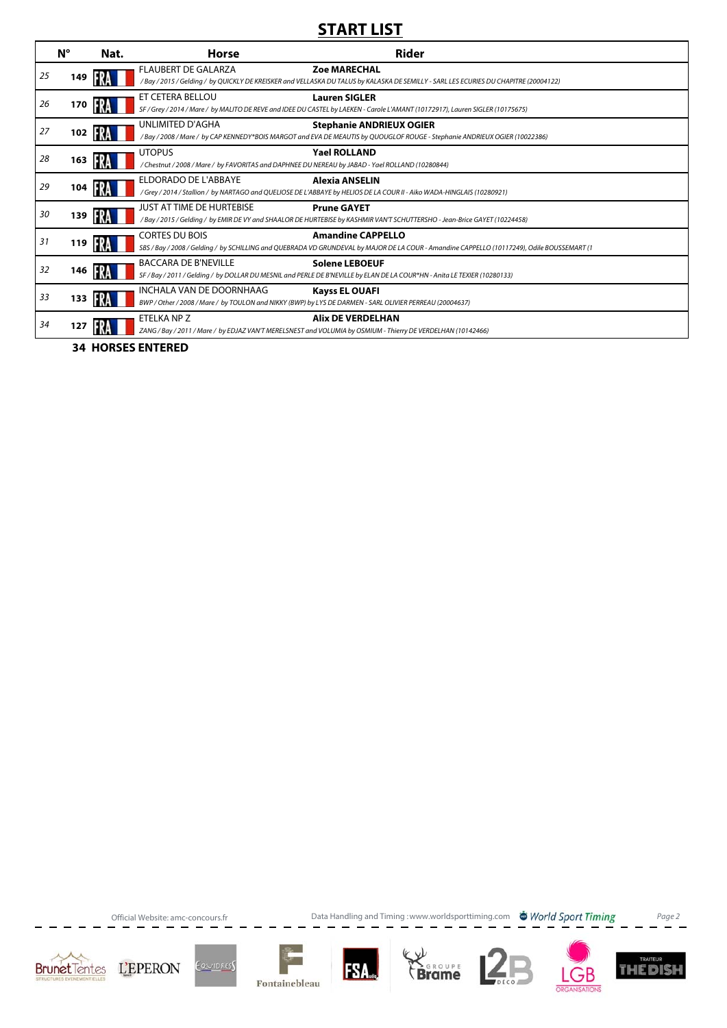## START LIST

| | N° | Nat. | Horse | Rider |
|---|---|---|---|---|
| 25 | 149 | FRA | FLAUBERT DE GALARZA<br>*/ Bay / 2015 / Gelding / by QUICKLY DE KREISKER and VELLASKA DU TALUS by KALASKA DE SEMILLY - SARL LES ECURIES DU CHAPITRE (20004122)* | **Zoe MARECHAL** |
| 26 | 170 | FRA | ET CETERA BELLOU<br>*SF / Grey / 2014 / Mare / by MALITO DE REVE and IDEE DU CASTEL by LAEKEN - Carole L'AMANT (10172917), Lauren SIGLER (10175675)* | **Lauren SIGLER** |
| 27 | 102 | FRA | UNLIMITED D'AGHA<br>*/ Bay / 2008 / Mare / by CAP KENNEDY*BOIS MARGOT and EVA DE MEAUTIS by QUOUGLOF ROUGE - Stephanie ANDRIEUX OGIER (10022386)* | **Stephanie ANDRIEUX OGIER** |
| 28 | 163 | FRA | UTOPUS<br>*/ Chestnut / 2008 / Mare / by FAVORITAS and DAPHNEE DU NEREAU by JABAD - Yael ROLLAND (10280844)* | **Yael ROLLAND** |
| 29 | 104 | FRA | ELDORADO DE L'ABBAYE<br>*/ Grey / 2014 / Stallion / by NARTAGO and QUELIOSE DE L'ABBAYE by HELIOS DE LA COUR II - Aiko WADA-HINGLAIS (10280921)* | **Alexia ANSELIN** |
| 30 | 139 | FRA | JUST AT TIME DE HURTEBISE<br>*/ Bay / 2015 / Gelding / by EMIR DE VY and SHAALOR DE HURTEBISE by KASHMIR VAN'T SCHUTTERSHO - Jean-Brice GAYET (10224458)* | **Prune GAYET** |
| 31 | 119 | FRA | CORTES DU BOIS<br>*SBS / Bay / 2008 / Gelding / by SCHILLING and QUEBRADA VD GRUNDEVAL by MAJOR DE LA COUR - Amandine CAPPELLO (10117249), Odile BOUSSEMART (1* | **Amandine CAPPELLO** |
| 32 | 146 | FRA | BACCARA DE B'NEVILLE<br>*SF / Bay / 2011 / Gelding / by DOLLAR DU MESNIL and PERLE DE B'NEVILLE by ELAN DE LA COUR*HN - Anita LE TEXIER (10280133)* | **Solene LEBOEUF** |
| 33 | 133 | FRA | INCHALA VAN DE DOORNHAAG<br>*BWP / Other / 2008 / Mare / by TOULON and NIKKY (BWP) by LYS DE DARMEN - SARL OLIVIER PERREAU (20004637)* | **Kayss EL OUAFI** |
| 34 | 127 | FRA | ETELKA NP Z<br>*ZANG / Bay / 2011 / Mare / by EDJAZ VAN'T MERELSNEST and VOLUMIA by OSMIUM - Thierry DE VERDELHAN (10142466)* | **Alix DE VERDELHAN** |

**34 HORSES ENTERED**

Official Website: amc-concours.fr

Data Handling and Timing : www.worldsporttiming.com World Sport Timing